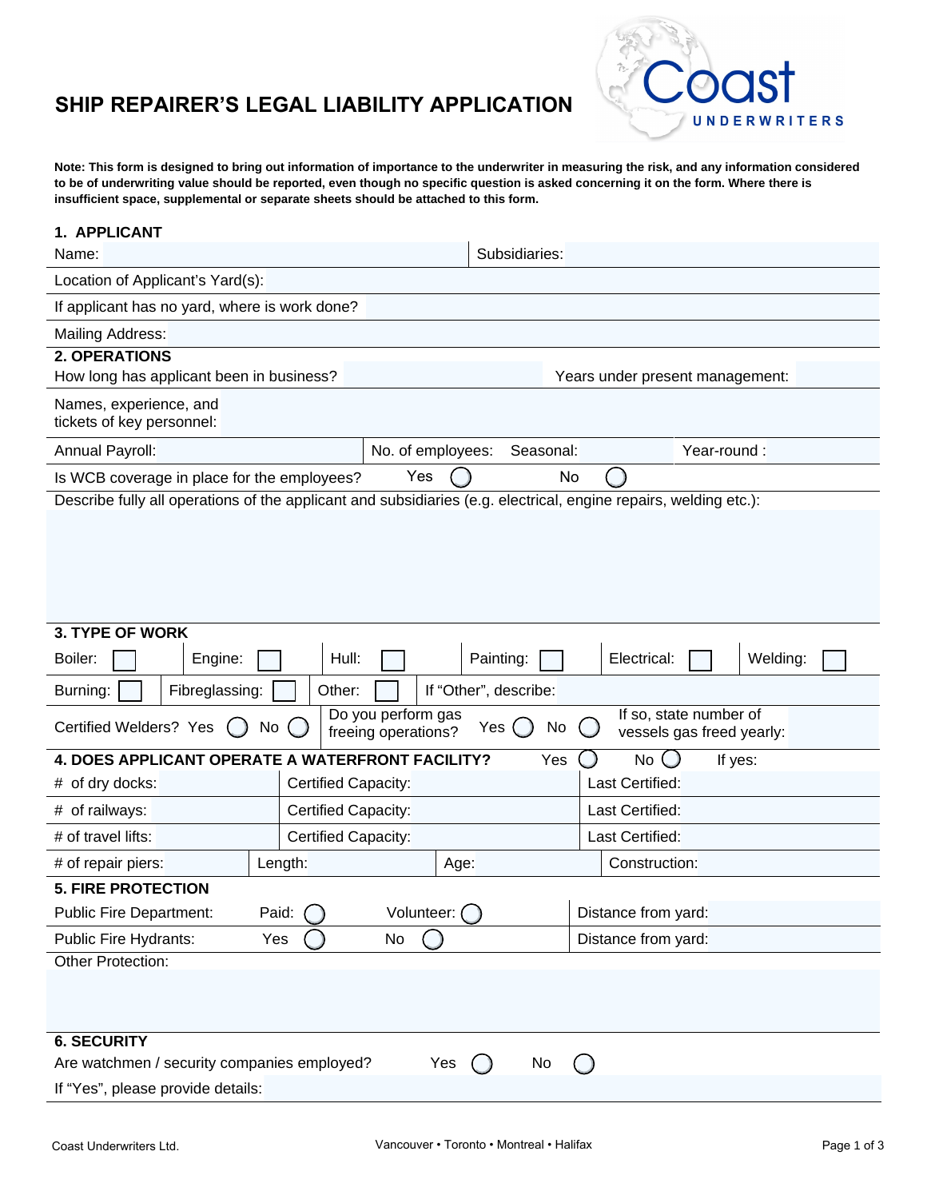# SHIP REPAIRER'S LEGAL LIABILITY APPLICATION

Coast UNDERWRITERS

**Note: This form is designed to bring out information of importance to the underwriter in measuring the risk, and any information considered to be of underwriting value should be reported, even though no specific question is asked concerning it on the form. Where there is insufficient space, supplemental or separate sheets should be attached to this form.**

## 1. APPLICANT

Name: | Subsidiaries:

Location of Applicant's Yard(s):

If applicant has no yard, where is work done?

Mailing Address:

## 2. OPERATIONS

How long has applicant been in business? | Years under present management:

Names, experience, and tickets of key personnel:

Annual Payroll: | No. of employees: Seasonal: | Year-round :

Is WCB coverage in place for the employees? Yes ◯ No ◯

Describe fully all operations of the applicant and subsidiaries (e.g. electrical, engine repairs, welding etc.):

## 3. TYPE OF WORK

| | | | | | |
|---|---|---|---|---|---|
| Boiler: ☐ | Engine: ☐ | Hull: ☐ | Painting: ☐ | Electrical: ☐ | Welding: ☐ |
| Burning: ☐ | Fibreglassing: ☐ | Other: ☐ | If "Other", describe: | | |

Certified Welders? Yes ◯ No ◯ | Do you perform gas freeing operations? Yes ◯ No ◯ | If so, state number of vessels gas freed yearly:

## 4. DOES APPLICANT OPERATE A WATERFRONT FACILITY? Yes ◯ No ◯ If yes:

| | | |
|---|---|---|
| # of dry docks: | Certified Capacity: | Last Certified: |
| # of railways: | Certified Capacity: | Last Certified: |
| # of travel lifts: | Certified Capacity: | Last Certified: |

| | | | |
|---|---|---|---|
| # of repair piers: | Length: | Age: | Construction: |

## 5. FIRE PROTECTION

Public Fire Department: Paid: ◯ Volunteer: ◯ | Distance from yard:

Public Fire Hydrants: Yes ◯ No ◯ | Distance from yard:

Other Protection:

## 6. SECURITY

Are watchmen / security companies employed? Yes ◯ No ◯

If "Yes", please provide details:

Coast Underwriters Ltd. Vancouver • Toronto • Montreal • Halifax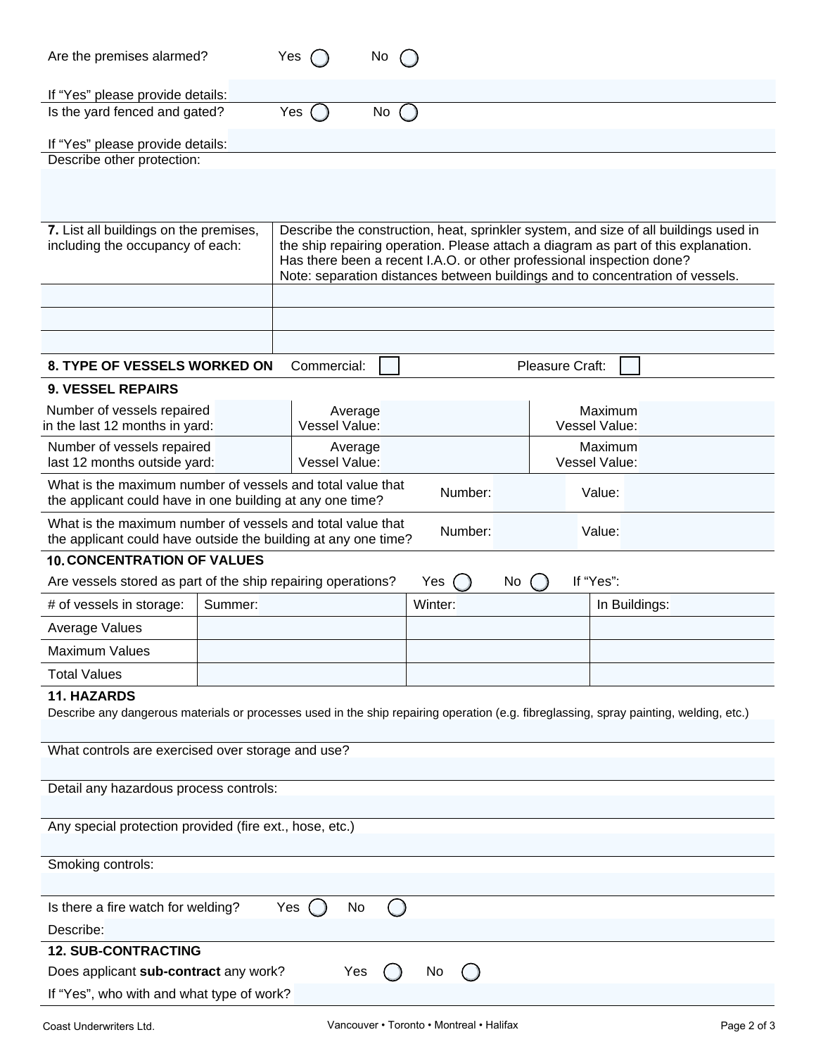Are the premises alarmed? Yes ◯ No ◯

If “Yes” please provide details:

Is the yard fenced and gated? Yes ◯ No ◯

If “Yes” please provide details:

Describe other protection:

| **7.** List all buildings on the premises, including the occupancy of each: | Describe the construction, heat, sprinkler system, and size of all buildings used in the ship repairing operation. Please attach a diagram as part of this explanation. Has there been a recent I.A.O. or other professional inspection done? Note: separation distances between buildings and to concentration of vessels. |
|---|---|
| | |
| | |
| | |

**8. TYPE OF VESSELS WORKED ON** Commercial: ☐ Pleasure Craft: ☐

**9. VESSEL REPAIRS**

| | | | | | |
|---|---|---|---|---|---|
| Number of vessels repaired in the last 12 months in yard: | | Average Vessel Value: | | Maximum Vessel Value: | |
| Number of vessels repaired last 12 months outside yard: | | Average Vessel Value: | | Maximum Vessel Value: | |

| | | | | |
|---|---|---|---|---|
| What is the maximum number of vessels and total value that the applicant could have in one building at any one time? | Number: | | Value: | |
| What is the maximum number of vessels and total value that the applicant could have outside the building at any one time? | Number: | | Value: | |

**10. CONCENTRATION OF VALUES**

Are vessels stored as part of the ship repairing operations? Yes ◯ No ◯ If “Yes”:

| # of vessels in storage: | Summer: | Winter: | In Buildings: |
|---|---|---|---|
| Average Values | | | |
| Maximum Values | | | |
| Total Values | | | |

**11. HAZARDS**

Describe any dangerous materials or processes used in the ship repairing operation (e.g. fibreglassing, spray painting, welding, etc.)

What controls are exercised over storage and use?

Detail any hazardous process controls:

Any special protection provided (fire ext., hose, etc.)

Smoking controls:

Is there a fire watch for welding? Yes ◯ No ◯

Describe:

**12. SUB-CONTRACTING**

Does applicant **sub-contract** any work? Yes ◯ No ◯

If “Yes”, who with and what type of work?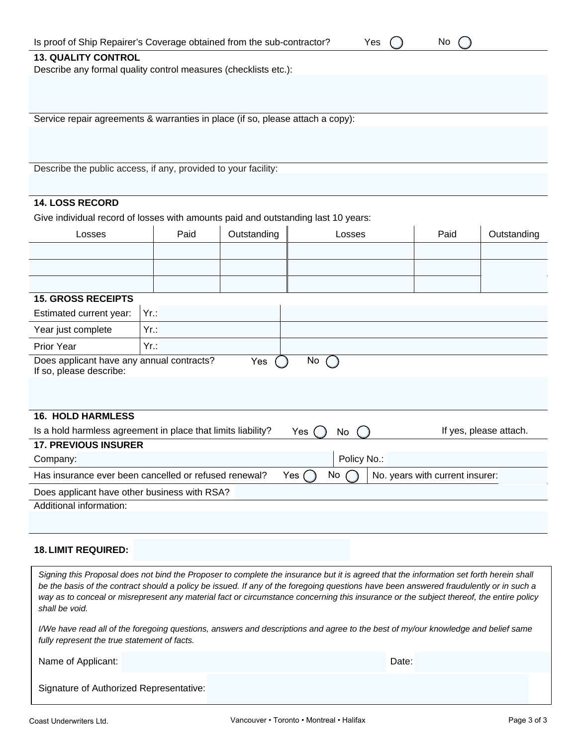Is proof of Ship Repairer's Coverage obtained from the sub-contractor? Yes ◯ No ◯

## 13. QUALITY CONTROL

Describe any formal quality control measures (checklists etc.):

Service repair agreements & warranties in place (if so, please attach a copy):

Describe the public access, if any, provided to your facility:

## 14. LOSS RECORD

Give individual record of losses with amounts paid and outstanding last 10 years:

| Losses | Paid | Outstanding | Losses | Paid | Outstanding |
|---|---|---|---|---|---|
| | | | | | |
| | | | | | |
| | | | | | |

## 15. GROSS RECEIPTS

| | | |
|---|---|---|
| Estimated current year: | Yr.: | |
| Year just complete | Yr.: | |
| Prior Year | Yr.: | |

Does applicant have any annual contracts? Yes ◯ No ◯
If so, please describe:

## 16. HOLD HARMLESS

Is a hold harmless agreement in place that limits liability? Yes ◯ No ◯ If yes, please attach.

## 17. PREVIOUS INSURER

Company: Policy No.:

Has insurance ever been cancelled or refused renewal? Yes ◯ No ◯ No. years with current insurer:

Does applicant have other business with RSA?

Additional information:

## 18. LIMIT REQUIRED:

*Signing this Proposal does not bind the Proposer to complete the insurance but it is agreed that the information set forth herein shall be the basis of the contract should a policy be issued. If any of the foregoing questions have been answered fraudulently or in such a way as to conceal or misrepresent any material fact or circumstance concerning this insurance or the subject thereof, the entire policy shall be void.*

*I/We have read all of the foregoing questions, answers and descriptions and agree to the best of my/our knowledge and belief same fully represent the true statement of facts.*

Name of Applicant: Date:

Signature of Authorized Representative:

Coast Underwriters Ltd. Vancouver • Toronto • Montreal • Halifax